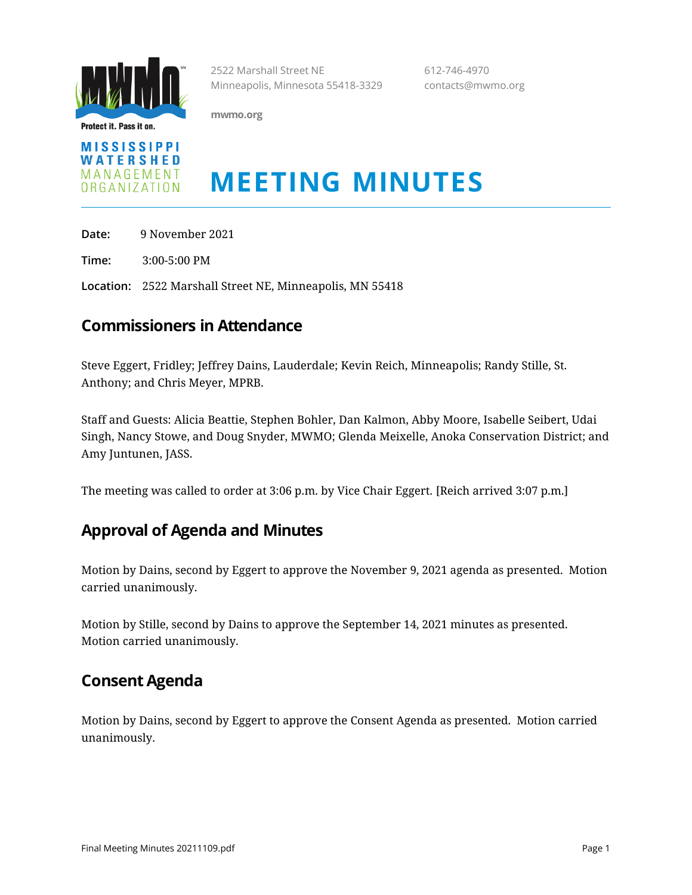2522 Marshall Street NE
Minneapolis, Minnesota 55418-3329

612-746-4970
contacts@mwmo.org

mwmo.org

MISSISSIPPI WATERSHED MANAGEMENT ORGANIZATION

# MEETING MINUTES

**Date:** 9 November 2021

**Time:** 3:00-5:00 PM

**Location:** 2522 Marshall Street NE, Minneapolis, MN 55418

## Commissioners in Attendance

Steve Eggert, Fridley; Jeffrey Dains, Lauderdale; Kevin Reich, Minneapolis; Randy Stille, St. Anthony; and Chris Meyer, MPRB.

Staff and Guests: Alicia Beattie, Stephen Bohler, Dan Kalmon, Abby Moore, Isabelle Seibert, Udai Singh, Nancy Stowe, and Doug Snyder, MWMO; Glenda Meixelle, Anoka Conservation District; and Amy Juntunen, JASS.

The meeting was called to order at 3:06 p.m. by Vice Chair Eggert. [Reich arrived 3:07 p.m.]

## Approval of Agenda and Minutes

Motion by Dains, second by Eggert to approve the November 9, 2021 agenda as presented. Motion carried unanimously.

Motion by Stille, second by Dains to approve the September 14, 2021 minutes as presented. Motion carried unanimously.

## Consent Agenda

Motion by Dains, second by Eggert to approve the Consent Agenda as presented. Motion carried unanimously.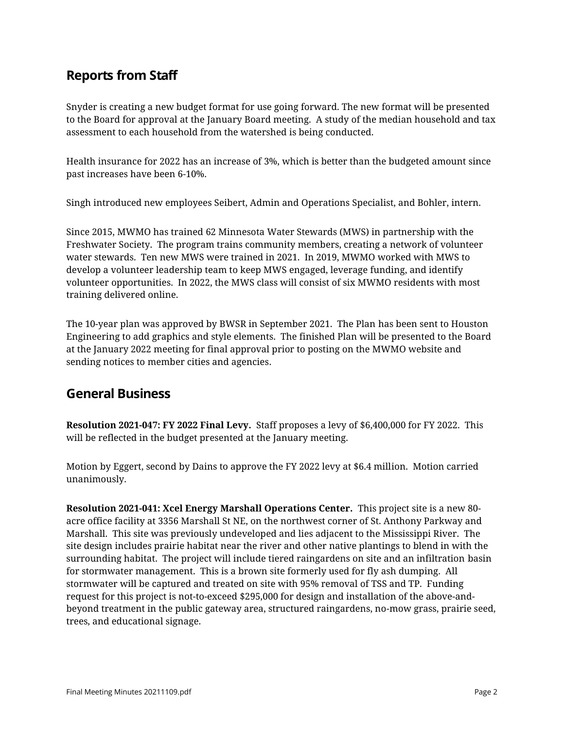## Reports from Staff

Snyder is creating a new budget format for use going forward. The new format will be presented to the Board for approval at the January Board meeting. A study of the median household and tax assessment to each household from the watershed is being conducted.

Health insurance for 2022 has an increase of 3%, which is better than the budgeted amount since past increases have been 6-10%.

Singh introduced new employees Seibert, Admin and Operations Specialist, and Bohler, intern.

Since 2015, MWMO has trained 62 Minnesota Water Stewards (MWS) in partnership with the Freshwater Society. The program trains community members, creating a network of volunteer water stewards. Ten new MWS were trained in 2021. In 2019, MWMO worked with MWS to develop a volunteer leadership team to keep MWS engaged, leverage funding, and identify volunteer opportunities. In 2022, the MWS class will consist of six MWMO residents with most training delivered online.

The 10-year plan was approved by BWSR in September 2021. The Plan has been sent to Houston Engineering to add graphics and style elements. The finished Plan will be presented to the Board at the January 2022 meeting for final approval prior to posting on the MWMO website and sending notices to member cities and agencies.

## General Business

**Resolution 2021-047: FY 2022 Final Levy.** Staff proposes a levy of $6,400,000 for FY 2022. This will be reflected in the budget presented at the January meeting.

Motion by Eggert, second by Dains to approve the FY 2022 levy at $6.4 million. Motion carried unanimously.

**Resolution 2021-041: Xcel Energy Marshall Operations Center.** This project site is a new 80-acre office facility at 3356 Marshall St NE, on the northwest corner of St. Anthony Parkway and Marshall. This site was previously undeveloped and lies adjacent to the Mississippi River. The site design includes prairie habitat near the river and other native plantings to blend in with the surrounding habitat. The project will include tiered raingardens on site and an infiltration basin for stormwater management. This is a brown site formerly used for fly ash dumping. All stormwater will be captured and treated on site with 95% removal of TSS and TP. Funding request for this project is not-to-exceed $295,000 for design and installation of the above-and-beyond treatment in the public gateway area, structured raingardens, no-mow grass, prairie seed, trees, and educational signage.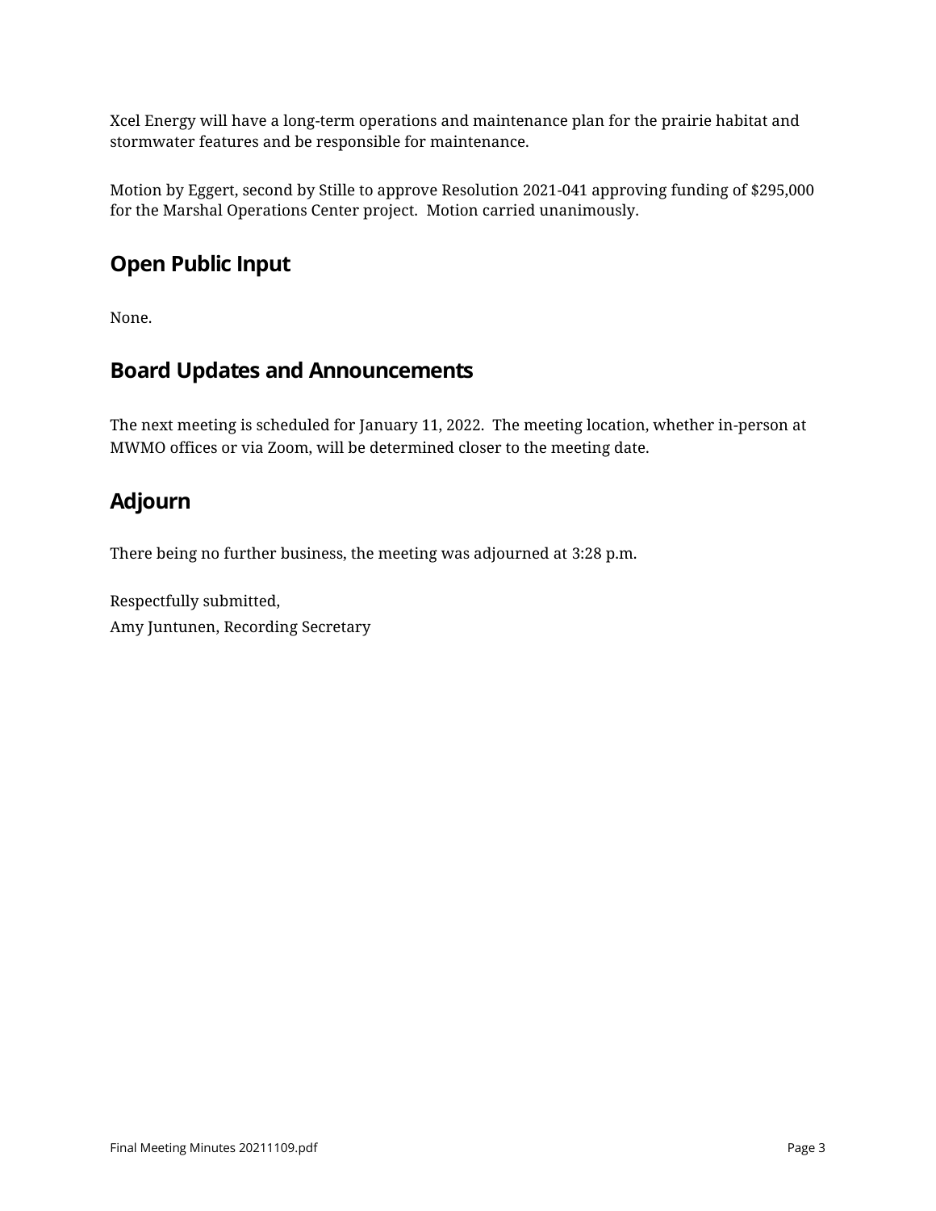Xcel Energy will have a long-term operations and maintenance plan for the prairie habitat and stormwater features and be responsible for maintenance.

Motion by Eggert, second by Stille to approve Resolution 2021-041 approving funding of $295,000 for the Marshal Operations Center project. Motion carried unanimously.

## Open Public Input

None.

## Board Updates and Announcements

The next meeting is scheduled for January 11, 2022. The meeting location, whether in-person at MWMO offices or via Zoom, will be determined closer to the meeting date.

## Adjourn

There being no further business, the meeting was adjourned at 3:28 p.m.

Respectfully submitted,
Amy Juntunen, Recording Secretary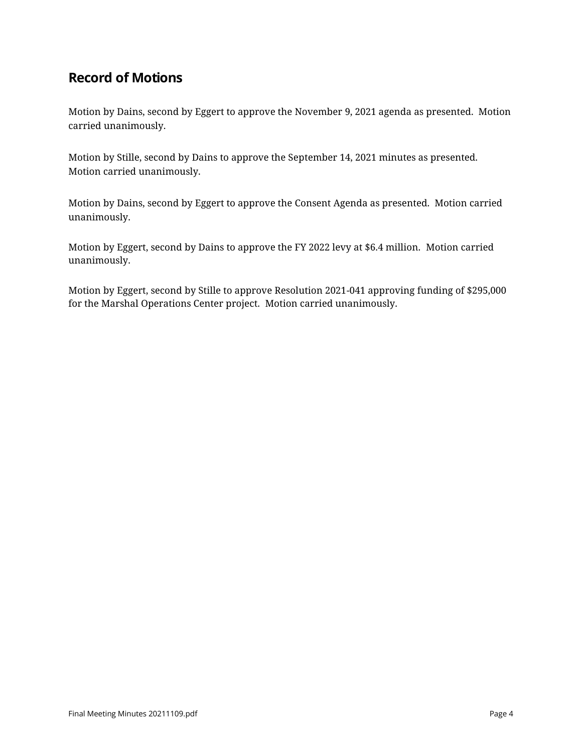## Record of Motions

Motion by Dains, second by Eggert to approve the November 9, 2021 agenda as presented. Motion carried unanimously.

Motion by Stille, second by Dains to approve the September 14, 2021 minutes as presented. Motion carried unanimously.

Motion by Dains, second by Eggert to approve the Consent Agenda as presented. Motion carried unanimously.

Motion by Eggert, second by Dains to approve the FY 2022 levy at $6.4 million. Motion carried unanimously.

Motion by Eggert, second by Stille to approve Resolution 2021-041 approving funding of $295,000 for the Marshal Operations Center project. Motion carried unanimously.